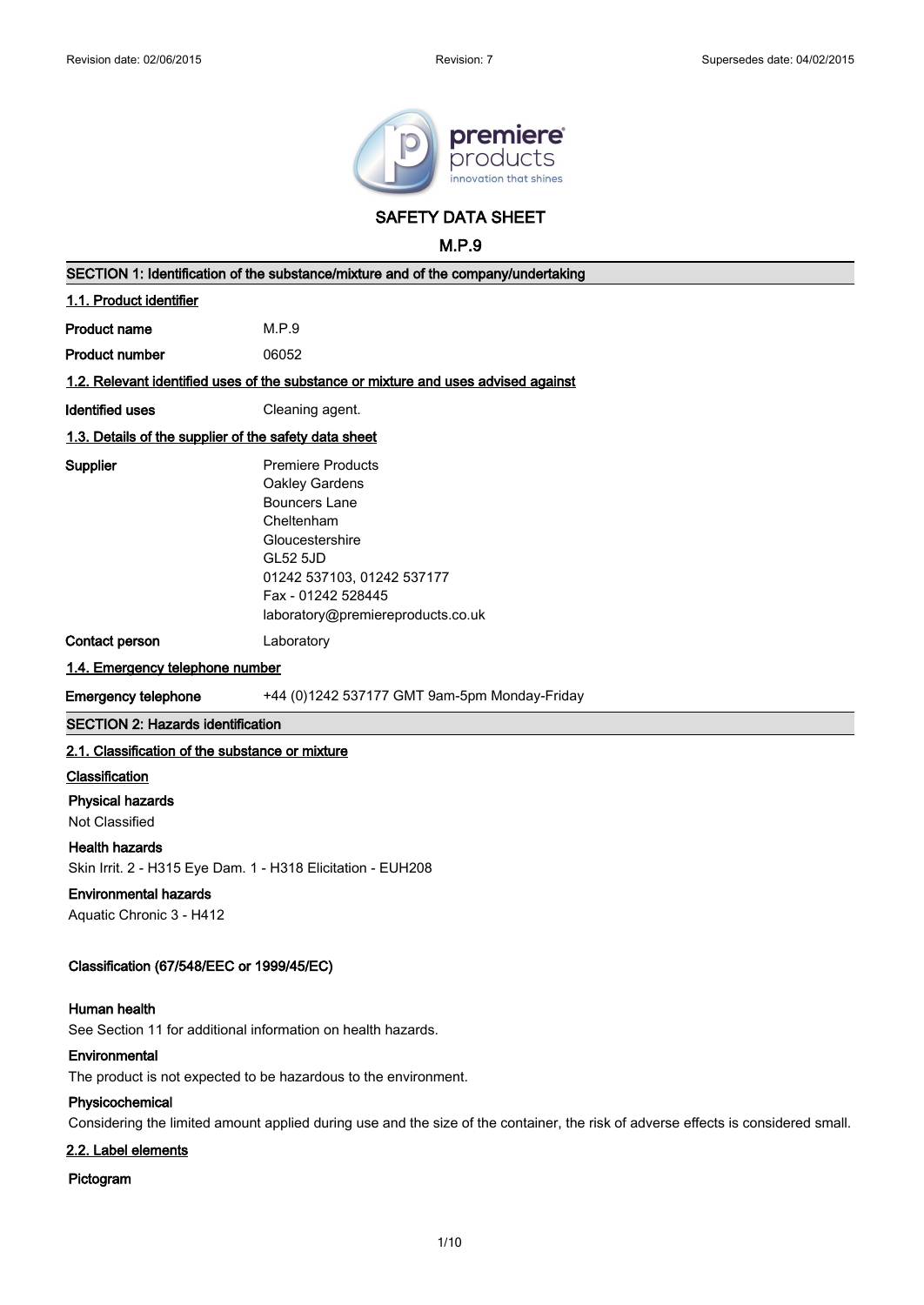# SAFETY DATA SHEET

## M.P.9

### SECTION 1: Identification of the substance/mixture and of the company/undertaking

#### 1.1. Product identifier

**Product name** M.P.9

**Product number** 06052

#### 1.2. Relevant identified uses of the substance or mixture and uses advised against

**Identified uses** Cleaning agent.

#### 1.3. Details of the supplier of the safety data sheet

**Supplier**
Premiere Products
Oakley Gardens
Bouncers Lane
Cheltenham
Gloucestershire
GL52 5JD
01242 537103, 01242 537177
Fax - 01242 528445
laboratory@premiereproducts.co.uk

**Contact person** Laboratory

#### 1.4. Emergency telephone number

**Emergency telephone** +44 (0)1242 537177 GMT 9am-5pm Monday-Friday

### SECTION 2: Hazards identification

#### 2.1. Classification of the substance or mixture

**Classification**

**Physical hazards**
Not Classified

**Health hazards**
Skin Irrit. 2 - H315 Eye Dam. 1 - H318 Elicitation - EUH208

**Environmental hazards**
Aquatic Chronic 3 - H412

**Classification (67/548/EEC or 1999/45/EC)**

**Human health**
See Section 11 for additional information on health hazards.

**Environmental**
The product is not expected to be hazardous to the environment.

**Physicochemical**
Considering the limited amount applied during use and the size of the container, the risk of adverse effects is considered small.

#### 2.2. Label elements

**Pictogram**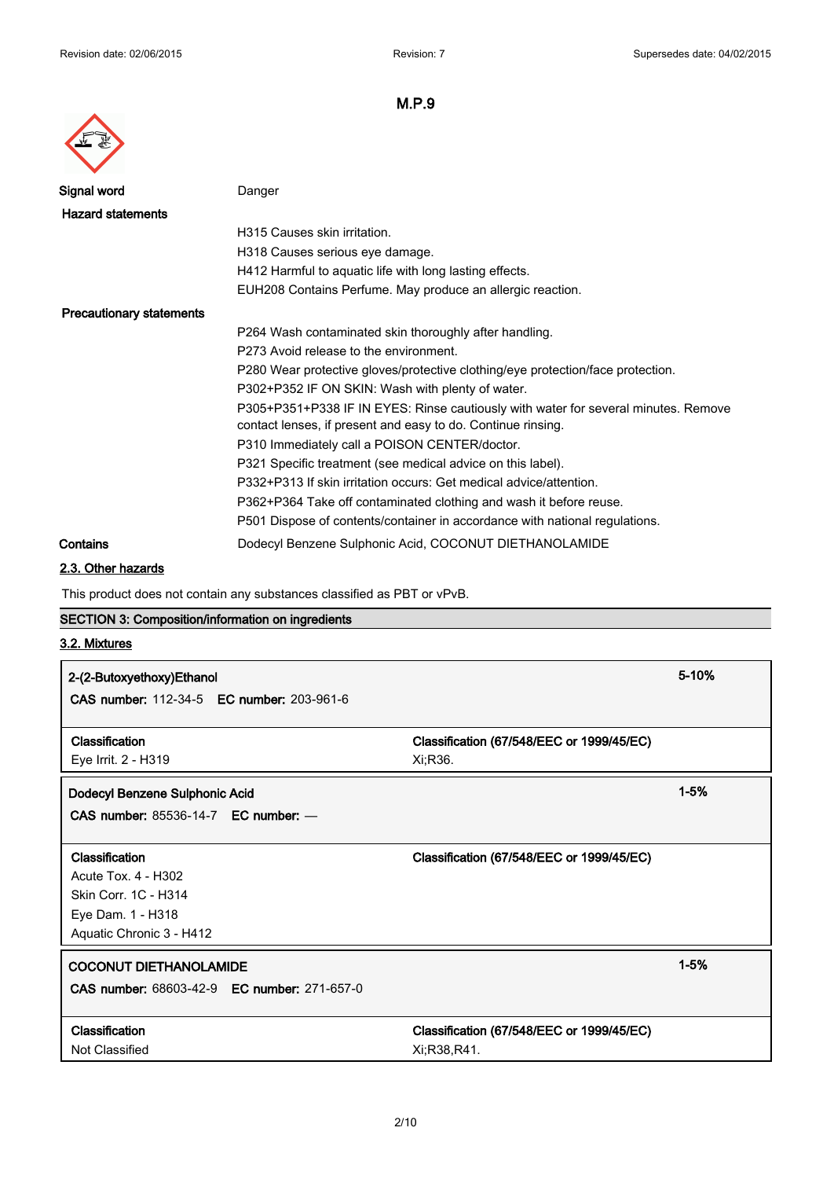# M.P.9

| | |
|---|---|
| **Signal word** | Danger |
| **Hazard statements** | H315 Causes skin irritation.<br>H318 Causes serious eye damage.<br>H412 Harmful to aquatic life with long lasting effects.<br>EUH208 Contains Perfume. May produce an allergic reaction. |
| **Precautionary statements** | P264 Wash contaminated skin thoroughly after handling.<br>P273 Avoid release to the environment.<br>P280 Wear protective gloves/protective clothing/eye protection/face protection.<br>P302+P352 IF ON SKIN: Wash with plenty of water.<br>P305+P351+P338 IF IN EYES: Rinse cautiously with water for several minutes. Remove contact lenses, if present and easy to do. Continue rinsing.<br>P310 Immediately call a POISON CENTER/doctor.<br>P321 Specific treatment (see medical advice on this label).<br>P332+P313 If skin irritation occurs: Get medical advice/attention.<br>P362+P364 Take off contaminated clothing and wash it before reuse.<br>P501 Dispose of contents/container in accordance with national regulations. |
| **Contains** | Dodecyl Benzene Sulphonic Acid, COCONUT DIETHANOLAMIDE |

## 2.3. Other hazards

This product does not contain any substances classified as PBT or vPvB.

## SECTION 3: Composition/information on ingredients

### 3.2. Mixtures

| **2-(2-Butoxyethoxy)Ethanol**<br>**CAS number:** 112-34-5 **EC number:** 203-961-6 | | 5-10% |
|---|---|---|
| **Classification**<br>Eye Irrit. 2 - H319 | **Classification (67/548/EEC or 1999/45/EC)**<br>Xi;R36. | |

| **Dodecyl Benzene Sulphonic Acid**<br>**CAS number:** 85536-14-7 **EC number:** — | | 1-5% |
|---|---|---|
| **Classification**<br>Acute Tox. 4 - H302<br>Skin Corr. 1C - H314<br>Eye Dam. 1 - H318<br>Aquatic Chronic 3 - H412 | **Classification (67/548/EEC or 1999/45/EC)** | |

| **COCONUT DIETHANOLAMIDE**<br>**CAS number:** 68603-42-9 **EC number:** 271-657-0 | | 1-5% |
|---|---|---|
| **Classification**<br>Not Classified | **Classification (67/548/EEC or 1999/45/EC)**<br>Xi;R38,R41. | |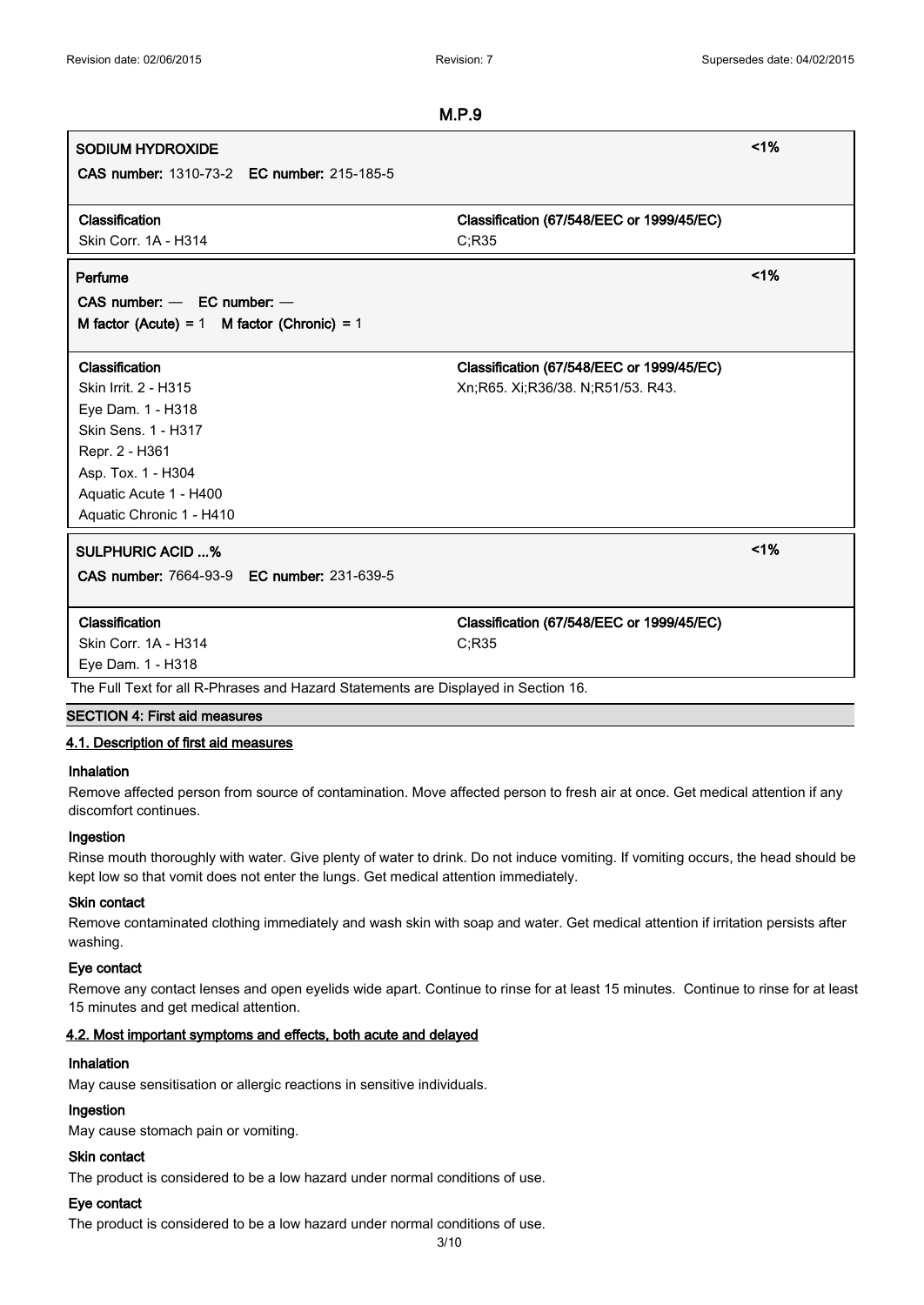| SODIUM HYDROXIDE | | <1% |
|---|---|---|
| **CAS number:** 1310-73-2 **EC number:** 215-185-5 | | |
| **Classification** | **Classification (67/548/EEC or 1999/45/EC)** | |
| Skin Corr. 1A - H314 | C;R35 | |

| Perfume | | <1% |
|---|---|---|
| **CAS number:** — **EC number:** — | | |
| **M factor (Acute)** = 1 **M factor (Chronic)** = 1 | | |
| **Classification** | **Classification (67/548/EEC or 1999/45/EC)** | |
| Skin Irrit. 2 - H315<br>Eye Dam. 1 - H318<br>Skin Sens. 1 - H317<br>Repr. 2 - H361<br>Asp. Tox. 1 - H304<br>Aquatic Acute 1 - H400<br>Aquatic Chronic 1 - H410 | Xn;R65. Xi;R36/38. N;R51/53. R43. | |

| SULPHURIC ACID ...% | | <1% |
|---|---|---|
| **CAS number:** 7664-93-9 **EC number:** 231-639-5 | | |
| **Classification** | **Classification (67/548/EEC or 1999/45/EC)** | |
| Skin Corr. 1A - H314<br>Eye Dam. 1 - H318 | C;R35 | |

The Full Text for all R-Phrases and Hazard Statements are Displayed in Section 16.

## SECTION 4: First aid measures

### 4.1. Description of first aid measures

**Inhalation**

Remove affected person from source of contamination. Move affected person to fresh air at once. Get medical attention if any discomfort continues.

**Ingestion**

Rinse mouth thoroughly with water. Give plenty of water to drink. Do not induce vomiting. If vomiting occurs, the head should be kept low so that vomit does not enter the lungs. Get medical attention immediately.

**Skin contact**

Remove contaminated clothing immediately and wash skin with soap and water. Get medical attention if irritation persists after washing.

**Eye contact**

Remove any contact lenses and open eyelids wide apart. Continue to rinse for at least 15 minutes. Continue to rinse for at least 15 minutes and get medical attention.

### 4.2. Most important symptoms and effects, both acute and delayed

**Inhalation**

May cause sensitisation or allergic reactions in sensitive individuals.

**Ingestion**

May cause stomach pain or vomiting.

**Skin contact**

The product is considered to be a low hazard under normal conditions of use.

**Eye contact**

The product is considered to be a low hazard under normal conditions of use.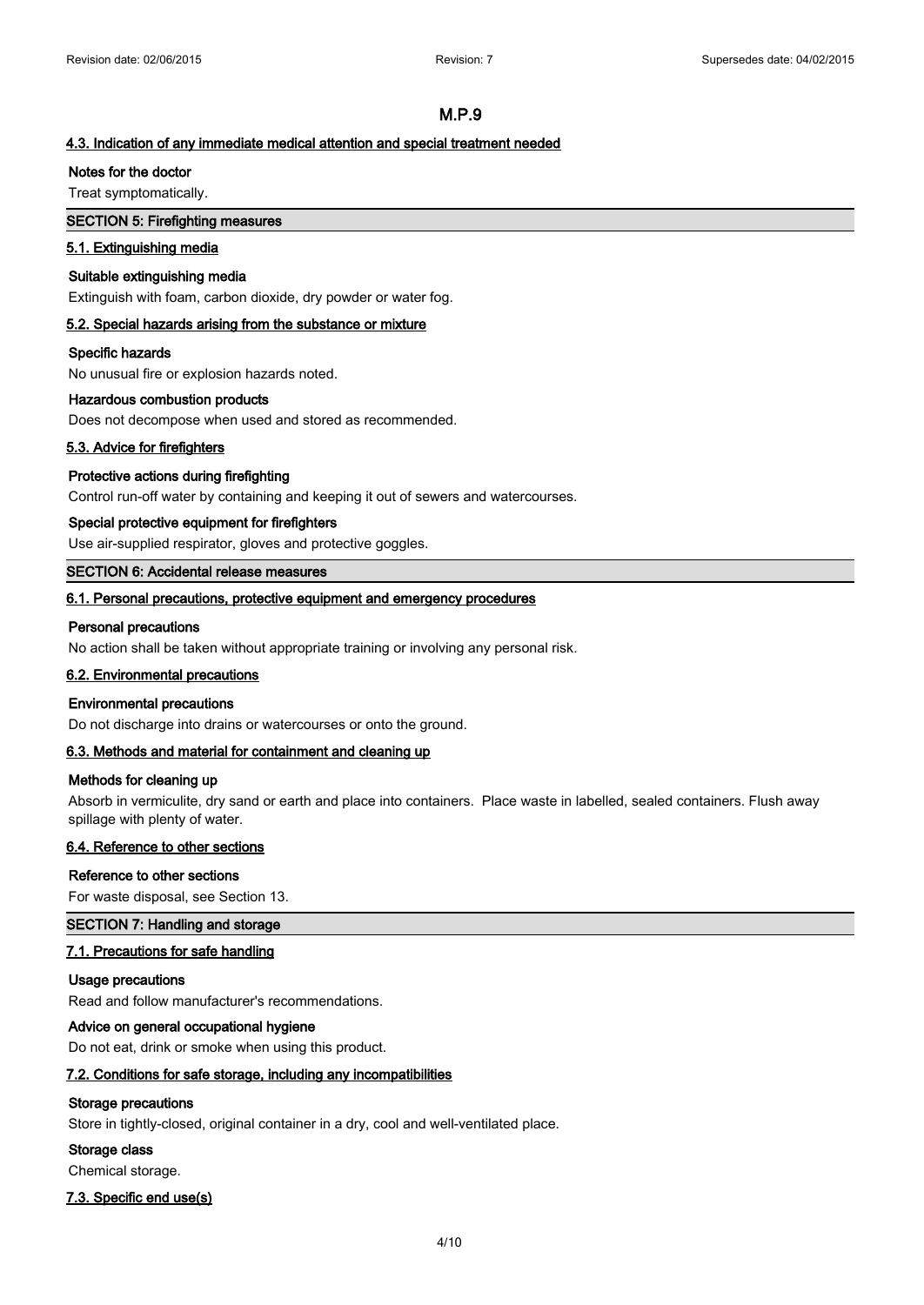### 4.3. Indication of any immediate medical attention and special treatment needed

**Notes for the doctor**

Treat symptomatically.

## SECTION 5: Firefighting measures

### 5.1. Extinguishing media

**Suitable extinguishing media**

Extinguish with foam, carbon dioxide, dry powder or water fog.

### 5.2. Special hazards arising from the substance or mixture

**Specific hazards**

No unusual fire or explosion hazards noted.

**Hazardous combustion products**

Does not decompose when used and stored as recommended.

### 5.3. Advice for firefighters

**Protective actions during firefighting**

Control run-off water by containing and keeping it out of sewers and watercourses.

**Special protective equipment for firefighters**

Use air-supplied respirator, gloves and protective goggles.

## SECTION 6: Accidental release measures

### 6.1. Personal precautions, protective equipment and emergency procedures

**Personal precautions**

No action shall be taken without appropriate training or involving any personal risk.

### 6.2. Environmental precautions

**Environmental precautions**

Do not discharge into drains or watercourses or onto the ground.

### 6.3. Methods and material for containment and cleaning up

**Methods for cleaning up**

Absorb in vermiculite, dry sand or earth and place into containers. Place waste in labelled, sealed containers. Flush away spillage with plenty of water.

### 6.4. Reference to other sections

**Reference to other sections**

For waste disposal, see Section 13.

## SECTION 7: Handling and storage

### 7.1. Precautions for safe handling

**Usage precautions**

Read and follow manufacturer's recommendations.

**Advice on general occupational hygiene**

Do not eat, drink or smoke when using this product.

### 7.2. Conditions for safe storage, including any incompatibilities

**Storage precautions**

Store in tightly-closed, original container in a dry, cool and well-ventilated place.

**Storage class**

Chemical storage.

### 7.3. Specific end use(s)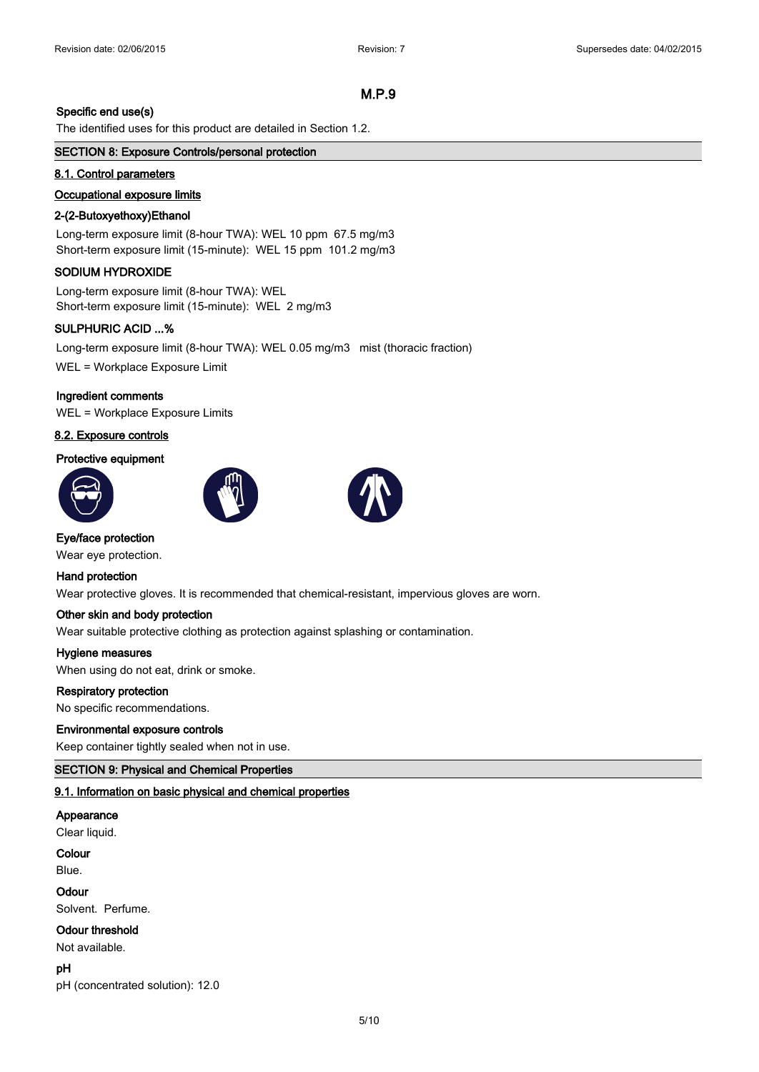## M.P.9

**Specific end use(s)**

The identified uses for this product are detailed in Section 1.2.

## SECTION 8: Exposure Controls/personal protection

### 8.1. Control parameters

**Occupational exposure limits**

**2-(2-Butoxyethoxy)Ethanol**

Long-term exposure limit (8-hour TWA): WEL 10 ppm 67.5 mg/m3
Short-term exposure limit (15-minute): WEL 15 ppm 101.2 mg/m3

**SODIUM HYDROXIDE**

Long-term exposure limit (8-hour TWA): WEL
Short-term exposure limit (15-minute): WEL 2 mg/m3

**SULPHURIC ACID ...%**

Long-term exposure limit (8-hour TWA): WEL 0.05 mg/m3 mist (thoracic fraction)

WEL = Workplace Exposure Limit

**Ingredient comments**

WEL = Workplace Exposure Limits

### 8.2. Exposure controls

**Protective equipment**

**Eye/face protection**

Wear eye protection.

**Hand protection**

Wear protective gloves. It is recommended that chemical-resistant, impervious gloves are worn.

**Other skin and body protection**

Wear suitable protective clothing as protection against splashing or contamination.

**Hygiene measures**

When using do not eat, drink or smoke.

**Respiratory protection**

No specific recommendations.

**Environmental exposure controls**

Keep container tightly sealed when not in use.

## SECTION 9: Physical and Chemical Properties

### 9.1. Information on basic physical and chemical properties

**Appearance**

Clear liquid.

**Colour**

Blue.

**Odour**

Solvent. Perfume.

**Odour threshold**

Not available.

**pH**

pH (concentrated solution): 12.0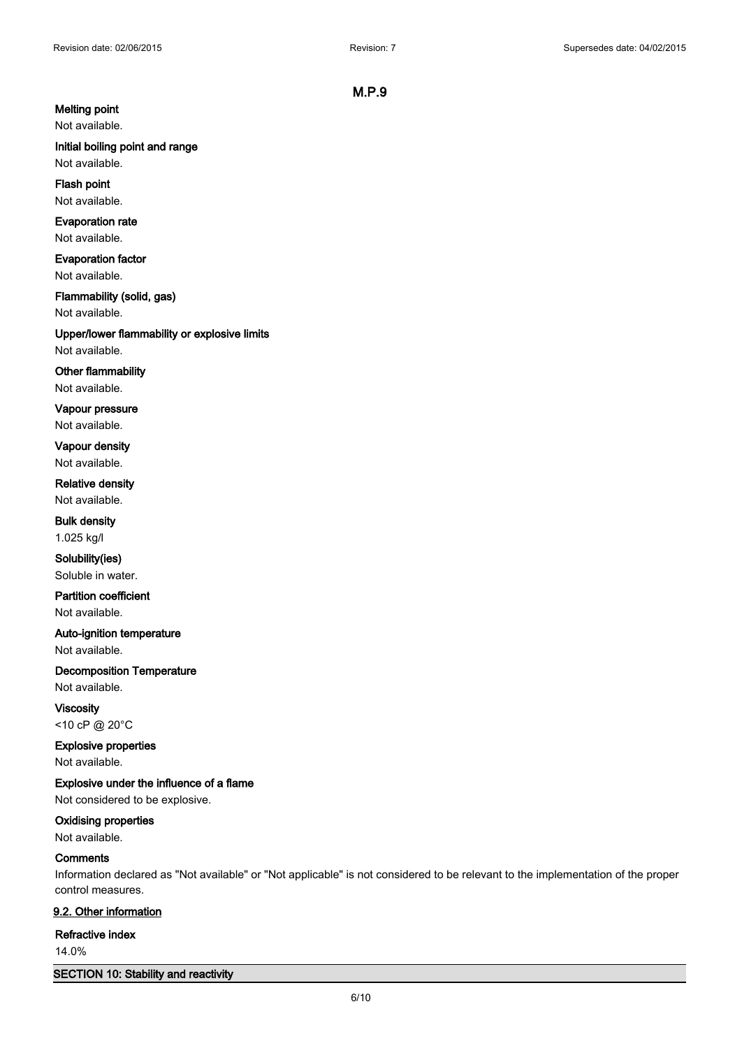## M.P.9

**Melting point**

Not available.

**Initial boiling point and range**

Not available.

**Flash point**

Not available.

**Evaporation rate**

Not available.

**Evaporation factor**

Not available.

**Flammability (solid, gas)**

Not available.

**Upper/lower flammability or explosive limits**

Not available.

**Other flammability**

Not available.

**Vapour pressure**

Not available.

**Vapour density**

Not available.

**Relative density**

Not available.

**Bulk density**

1.025 kg/l

**Solubility(ies)**

Soluble in water.

**Partition coefficient**

Not available.

**Auto-ignition temperature**

Not available.

**Decomposition Temperature**

Not available.

**Viscosity**

<10 cP @ 20°C

**Explosive properties**

Not available.

**Explosive under the influence of a flame**

Not considered to be explosive.

**Oxidising properties**

Not available.

**Comments**

Information declared as "Not available" or "Not applicable" is not considered to be relevant to the implementation of the proper control measures.

### 9.2. Other information

**Refractive index**

14.0%

## SECTION 10: Stability and reactivity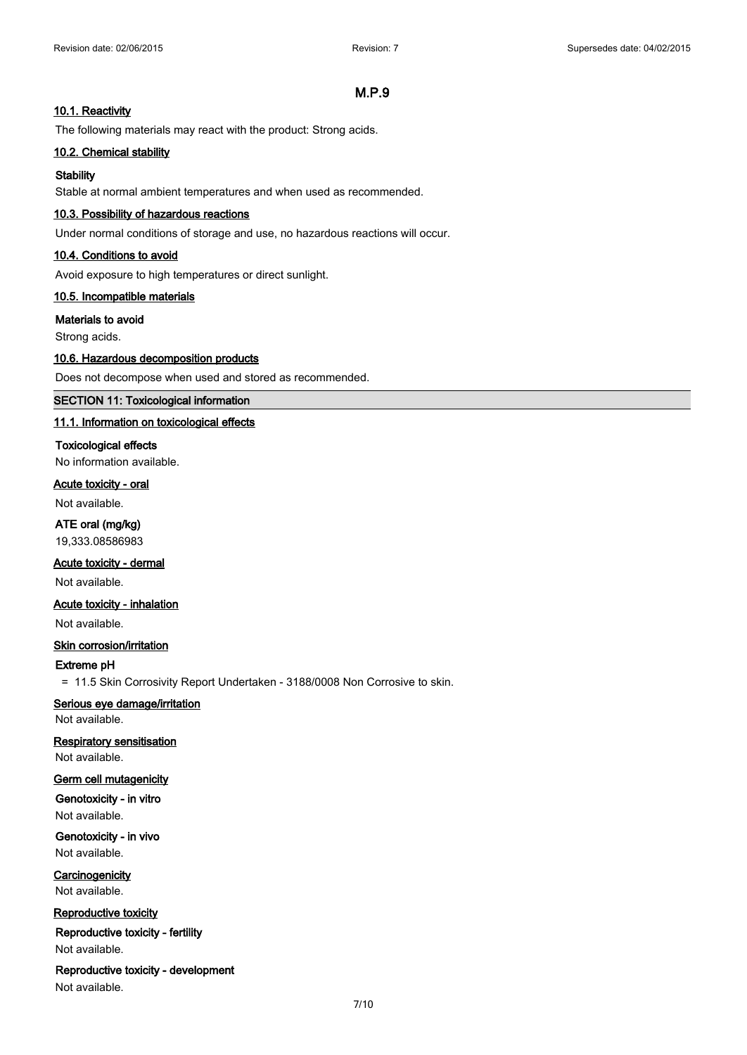## M.P.9

### 10.1. Reactivity

The following materials may react with the product: Strong acids.

### 10.2. Chemical stability

**Stability**

Stable at normal ambient temperatures and when used as recommended.

### 10.3. Possibility of hazardous reactions

Under normal conditions of storage and use, no hazardous reactions will occur.

### 10.4. Conditions to avoid

Avoid exposure to high temperatures or direct sunlight.

### 10.5. Incompatible materials

**Materials to avoid**

Strong acids.

### 10.6. Hazardous decomposition products

Does not decompose when used and stored as recommended.

## SECTION 11: Toxicological information

### 11.1. Information on toxicological effects

**Toxicological effects**

No information available.

**Acute toxicity - oral**

Not available.

**ATE oral (mg/kg)**

19,333.08586983

**Acute toxicity - dermal**

Not available.

**Acute toxicity - inhalation**

Not available.

**Skin corrosion/irritation**

**Extreme pH**

= 11.5 Skin Corrosivity Report Undertaken - 3188/0008 Non Corrosive to skin.

**Serious eye damage/irritation**

Not available.

**Respiratory sensitisation**

Not available.

**Germ cell mutagenicity**

**Genotoxicity - in vitro**

Not available.

**Genotoxicity - in vivo**

Not available.

**Carcinogenicity**

Not available.

**Reproductive toxicity**

**Reproductive toxicity - fertility**

Not available.

**Reproductive toxicity - development**

Not available.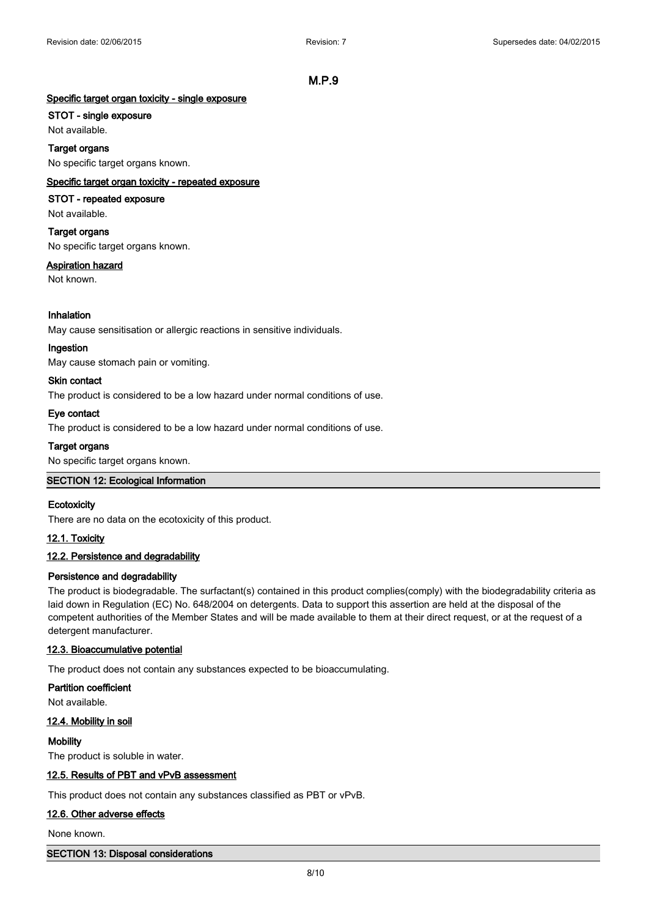### Specific target organ toxicity - single exposure

**STOT - single exposure**

Not available.

**Target organs**

No specific target organs known.

### Specific target organ toxicity - repeated exposure

**STOT - repeated exposure**

Not available.

**Target organs**

No specific target organs known.

### Aspiration hazard

Not known.

**Inhalation**

May cause sensitisation or allergic reactions in sensitive individuals.

**Ingestion**

May cause stomach pain or vomiting.

**Skin contact**

The product is considered to be a low hazard under normal conditions of use.

**Eye contact**

The product is considered to be a low hazard under normal conditions of use.

**Target organs**

No specific target organs known.

## SECTION 12: Ecological Information

**Ecotoxicity**

There are no data on the ecotoxicity of this product.

### 12.1. Toxicity

### 12.2. Persistence and degradability

**Persistence and degradability**

The product is biodegradable. The surfactant(s) contained in this product complies(comply) with the biodegradability criteria as laid down in Regulation (EC) No. 648/2004 on detergents. Data to support this assertion are held at the disposal of the competent authorities of the Member States and will be made available to them at their direct request, or at the request of a detergent manufacturer.

### 12.3. Bioaccumulative potential

The product does not contain any substances expected to be bioaccumulating.

**Partition coefficient**

Not available.

### 12.4. Mobility in soil

**Mobility**

The product is soluble in water.

### 12.5. Results of PBT and vPvB assessment

This product does not contain any substances classified as PBT or vPvB.

### 12.6. Other adverse effects

None known.

## SECTION 13: Disposal considerations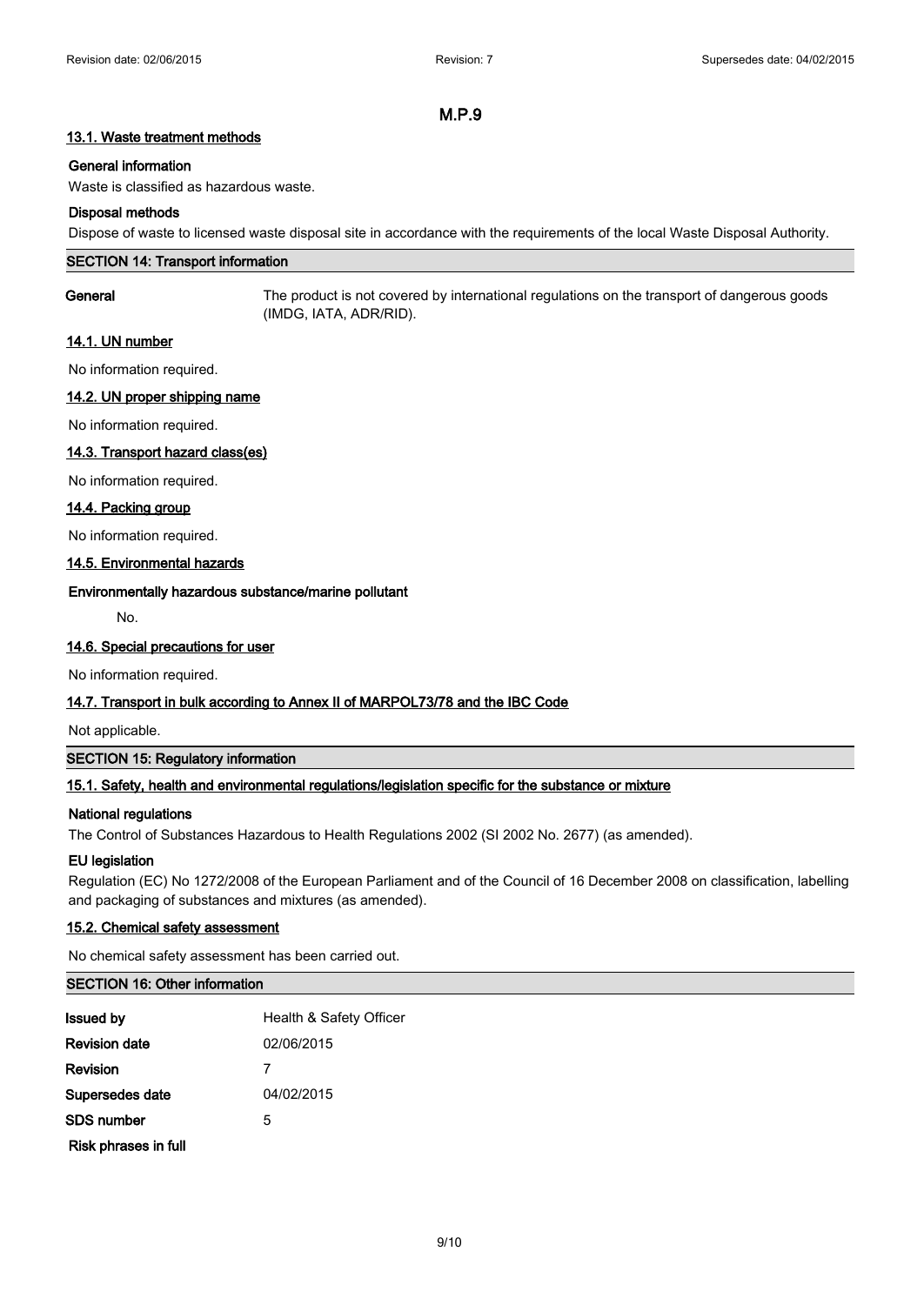# M.P.9

### 13.1. Waste treatment methods

**General information**

Waste is classified as hazardous waste.

**Disposal methods**

Dispose of waste to licensed waste disposal site in accordance with the requirements of the local Waste Disposal Authority.

## SECTION 14: Transport information

**General** The product is not covered by international regulations on the transport of dangerous goods (IMDG, IATA, ADR/RID).

### 14.1. UN number

No information required.

### 14.2. UN proper shipping name

No information required.

### 14.3. Transport hazard class(es)

No information required.

### 14.4. Packing group

No information required.

### 14.5. Environmental hazards

**Environmentally hazardous substance/marine pollutant**

No.

### 14.6. Special precautions for user

No information required.

### 14.7. Transport in bulk according to Annex II of MARPOL73/78 and the IBC Code

Not applicable.

## SECTION 15: Regulatory information

### 15.1. Safety, health and environmental regulations/legislation specific for the substance or mixture

**National regulations**

The Control of Substances Hazardous to Health Regulations 2002 (SI 2002 No. 2677) (as amended).

**EU legislation**

Regulation (EC) No 1272/2008 of the European Parliament and of the Council of 16 December 2008 on classification, labelling and packaging of substances and mixtures (as amended).

### 15.2. Chemical safety assessment

No chemical safety assessment has been carried out.

## SECTION 16: Other information

| | |
|---|---|
| **Issued by** | Health & Safety Officer |
| **Revision date** | 02/06/2015 |
| **Revision** | 7 |
| **Supersedes date** | 04/02/2015 |
| **SDS number** | 5 |

**Risk phrases in full**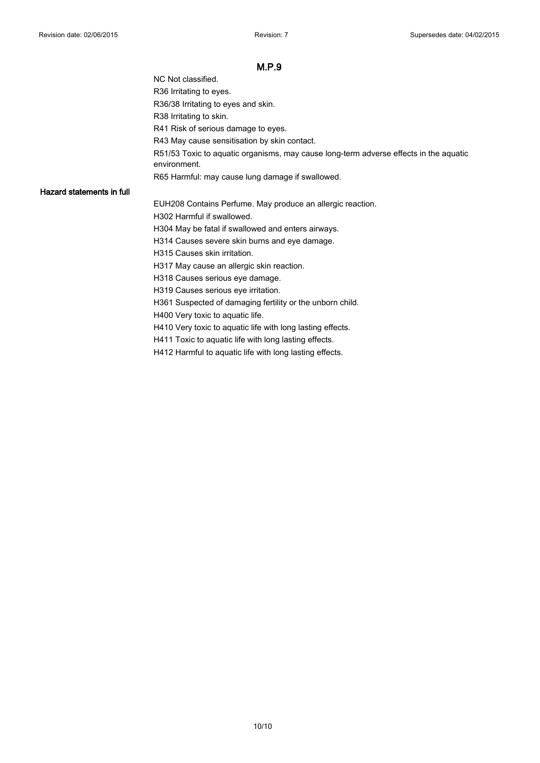NC Not classified.

R36 Irritating to eyes.

R36/38 Irritating to eyes and skin.

R38 Irritating to skin.

R41 Risk of serious damage to eyes.

R43 May cause sensitisation by skin contact.

R51/53 Toxic to aquatic organisms, may cause long-term adverse effects in the aquatic environment.

R65 Harmful: may cause lung damage if swallowed.

**Hazard statements in full**

EUH208 Contains Perfume. May produce an allergic reaction.

H302 Harmful if swallowed.

H304 May be fatal if swallowed and enters airways.

H314 Causes severe skin burns and eye damage.

H315 Causes skin irritation.

H317 May cause an allergic skin reaction.

H318 Causes serious eye damage.

H319 Causes serious eye irritation.

H361 Suspected of damaging fertility or the unborn child.

H400 Very toxic to aquatic life.

H410 Very toxic to aquatic life with long lasting effects.

H411 Toxic to aquatic life with long lasting effects.

H412 Harmful to aquatic life with long lasting effects.